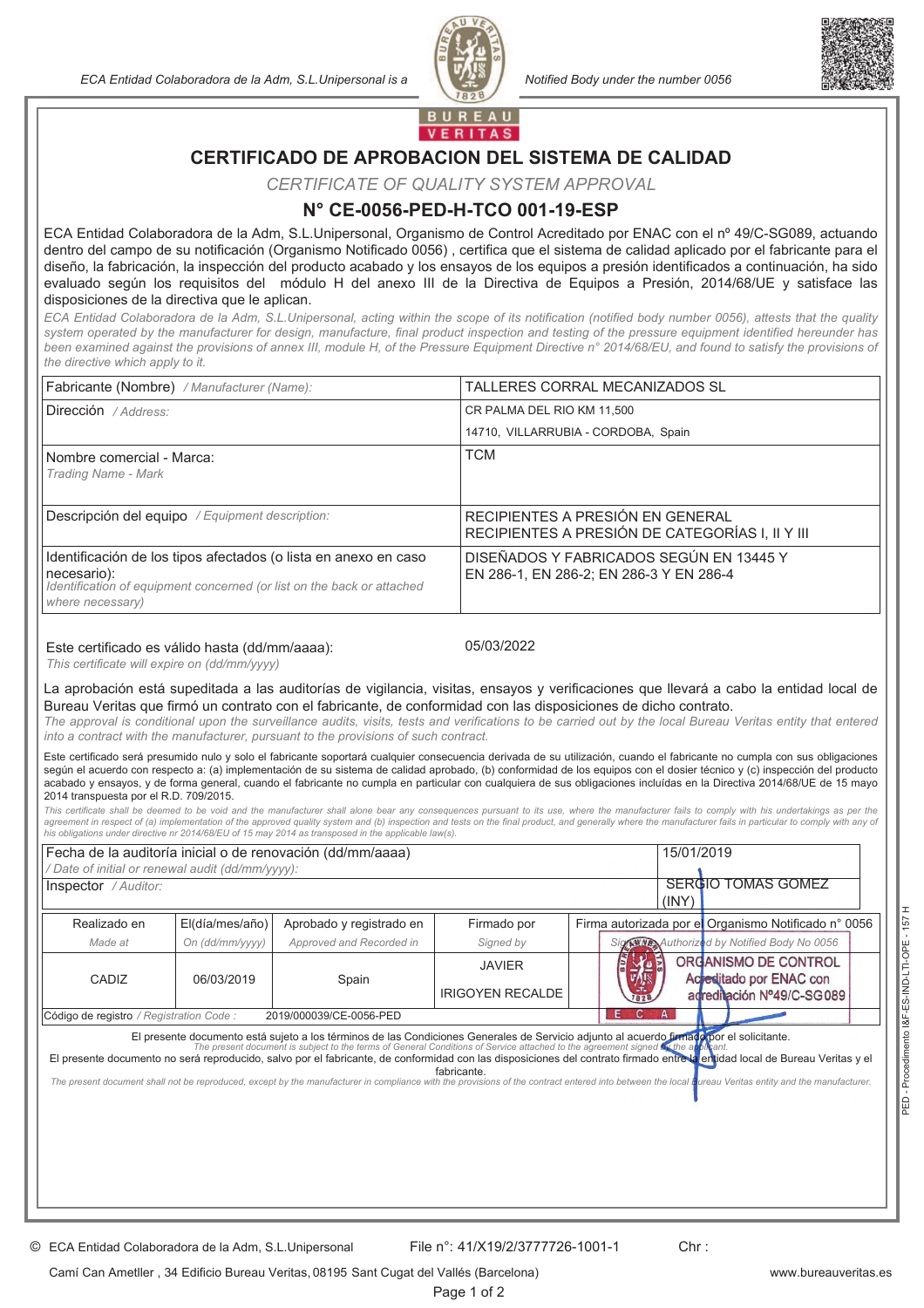ECA Entidad Colaboradora de la Adm, S.L.Unipersonal is a Notified Body under the number 0056

# CERTIFICADO DE APROBACION DEL SISTEMA DE CALIDAD

*CERTIFICATE OF QUALITY SYSTEM APPROVAL*

## N° CE-0056-PED-H-TCO 001-19-ESP

ECA Entidad Colaboradora de la Adm, S.L.Unipersonal, Organismo de Control Acreditado por ENAC con el nº 49/C-SG089, actuando dentro del campo de su notificación (Organismo Notificado 0056) , certifica que el sistema de calidad aplicado por el fabricante para el diseño, la fabricación, la inspección del producto acabado y los ensayos de los equipos a presión identificados a continuación, ha sido evaluado según los requisitos del módulo H del anexo III de la Directiva de Equipos a Presión, 2014/68/UE y satisface las disposiciones de la directiva que le aplican.

*ECA Entidad Colaboradora de la Adm, S.L.Unipersonal, acting within the scope of its notification (notified body number 0056), attests that the quality system operated by the manufacturer for design, manufacture, final product inspection and testing of the pressure equipment identified hereunder has been examined against the provisions of annex III, module H, of the Pressure Equipment Directive n° 2014/68/EU, and found to satisfy the provisions of the directive which apply to it.*

| | |
|---|---|
| Fabricante (Nombre) */ Manufacturer (Name):* | TALLERES CORRAL MECANIZADOS SL |
| Dirección */ Address:* | CR PALMA DEL RIO KM 11,500<br>14710, VILLARRUBIA - CORDOBA, Spain |
| Nombre comercial - Marca:<br>*Trading Name - Mark* | TCM |
| Descripción del equipo */ Equipment description:* | RECIPIENTES A PRESIÓN EN GENERAL<br>RECIPIENTES A PRESIÓN DE CATEGORÍAS I, II Y III |
| Identificación de los tipos afectados (o lista en anexo en caso necesario):<br>*Identification of equipment concerned (or list on the back or attached where necessary)* | DISEÑADOS Y FABRICADOS SEGÚN EN 13445 Y EN 286-1, EN 286-2; EN 286-3 Y EN 286-4 |

Este certificado es válido hasta (dd/mm/aaaa): 05/03/2022
*This certificate will expire on (dd/mm/yyyy)*

La aprobación está supeditada a las auditorías de vigilancia, visitas, ensayos y verificaciones que llevará a cabo la entidad local de Bureau Veritas que firmó un contrato con el fabricante, de conformidad con las disposiciones de dicho contrato.
*The approval is conditional upon the surveillance audits, visits, tests and verifications to be carried out by the local Bureau Veritas entity that entered into a contract with the manufacturer, pursuant to the provisions of such contract.*

Este certificado será presumido nulo y solo el fabricante soportará cualquier consecuencia derivada de su utilización, cuando el fabricante no cumpla con sus obligaciones según el acuerdo con respecto a: (a) implementación de su sistema de calidad aprobado, (b) conformidad de los equipos con el dosier técnico y (c) inspección del producto acabado y ensayos, y de forma general, cuando el fabricante no cumpla en particular con cualquiera de sus obligaciones incluídas en la Directiva 2014/68/UE de 15 mayo 2014 transpuesta por el R.D. 709/2015.
*This certificate shall be deemed to be void and the manufacturer shall alone bear any consequences pursuant to its use, where the manufacturer fails to comply with his undertakings as per the agreement in respect of (a) implementation of the approved quality system and (b) inspection and tests on the final product, and generally where the manufacturer fails in particular to comply with any of his obligations under directive nr 2014/68/EU of 15 may 2014 as transposed in the applicable law(s).*

| | |
|---|---|
| Fecha de la auditoría inicial o de renovación (dd/mm/aaaa)<br>*/ Date of initial or renewal audit (dd/mm/yyyy):* | 15/01/2019 |
| Inspector */ Auditor:* | SERGIO TOMAS GOMEZ (INY) |

| Realizado en<br>*Made at* | El(día/mes/año)<br>*On (dd/mm/yyyy)* | Aprobado y registrado en<br>*Approved and Recorded in* | Firmado por<br>*Signed by* | Firma autorizada por el Organismo Notificado n° 0056<br>*Signed Authorized by Notified Body No 0056* |
|---|---|---|---|---|
| CADIZ | 06/03/2019 | Spain | JAVIER IRIGOYEN RECALDE | ORGANISMO DE CONTROL Acreditado por ENAC con acreditación Nº49/C-SG089 |

Código de registro */ Registration Code :* 2019/000039/CE-0056-PED

El presente documento está sujeto a los términos de las Condiciones Generales de Servicio adjunto al acuerdo firmado por el solicitante.
*The present document is subject to the terms of General Conditions of Service attached to the agreement signed by the applicant.*
El presente documento no será reproducido, salvo por el fabricante, de conformidad con las disposiciones del contrato firmado entre la entidad local de Bureau Veritas y el fabricante.
*The present document shall not be reproduced, except by the manufacturer in compliance with the provisions of the contract entered into between the local Bureau Veritas entity and the manufacturer.*

PED - Procedimiento I&F-ES-IND-LTI-OPE - 157 H

© ECA Entidad Colaboradora de la Adm, S.L.Unipersonal File n°: 41/X19/2/3777726-1001-1 Chr :
Camí Can Ametller , 34 Edificio Bureau Veritas, 08195 Sant Cugat del Vallés (Barcelona) www.bureauveritas.es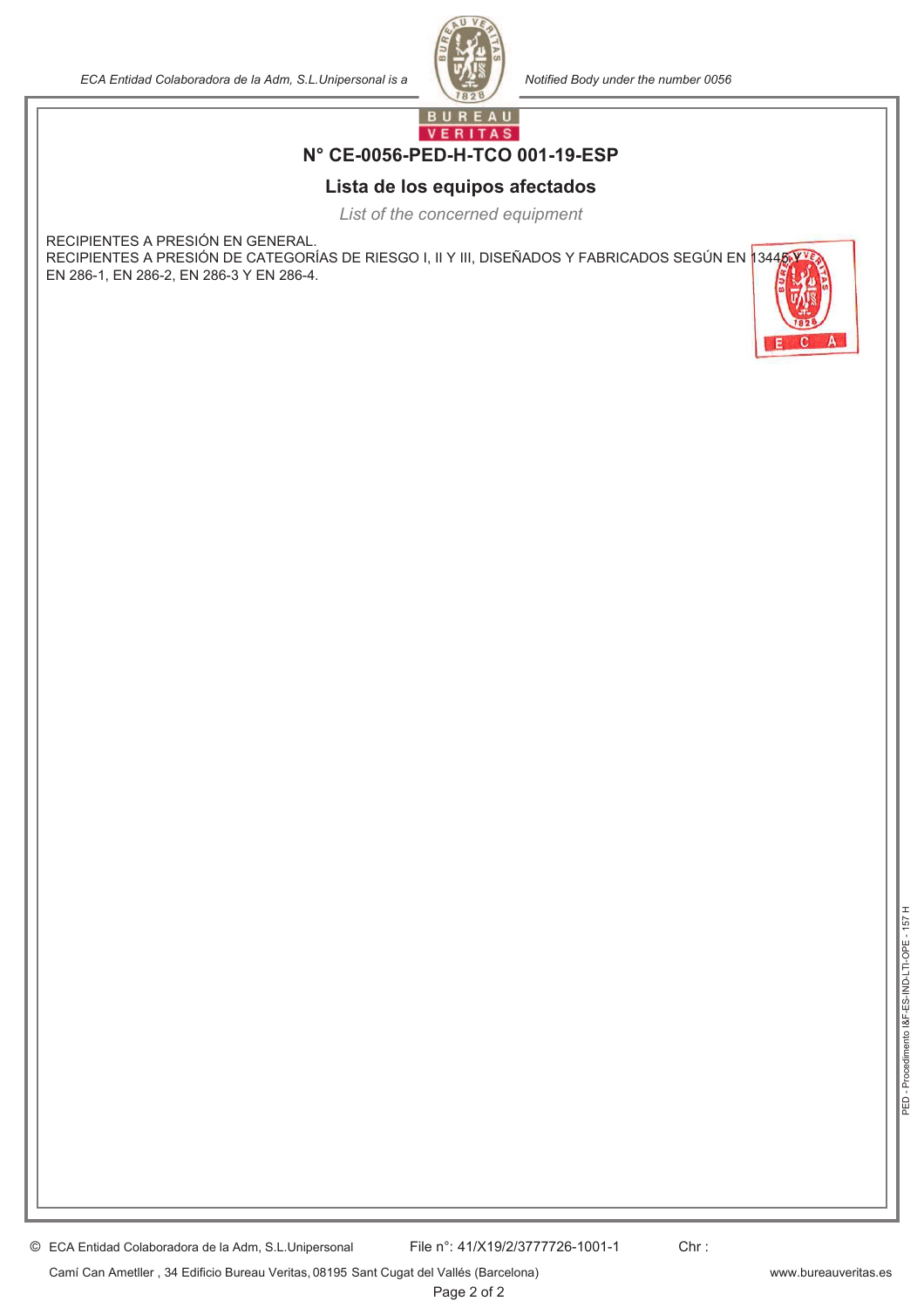ECA Entidad Colaboradora de la Adm, S.L.Unipersonal is a Notified Body under the number 0056

## N° CE-0056-PED-H-TCO 001-19-ESP

### Lista de los equipos afectados

*List of the concerned equipment*

RECIPIENTES A PRESIÓN EN GENERAL.
RECIPIENTES A PRESIÓN DE CATEGORÍAS DE RIESGO I, II Y III, DISEÑADOS Y FABRICADOS SEGÚN EN 13445 Y EN 286-1, EN 286-2, EN 286-3 Y EN 286-4.

PED - Procedimento I&F-ES-IND-LTI-OPE - 157 H

© ECA Entidad Colaboradora de la Adm, S.L.Unipersonal File n°: 41/X19/2/3777726-1001-1 Chr :

Camí Can Ametller , 34 Edificio Bureau Veritas, 08195 Sant Cugat del Vallés (Barcelona) www.bureauveritas.es